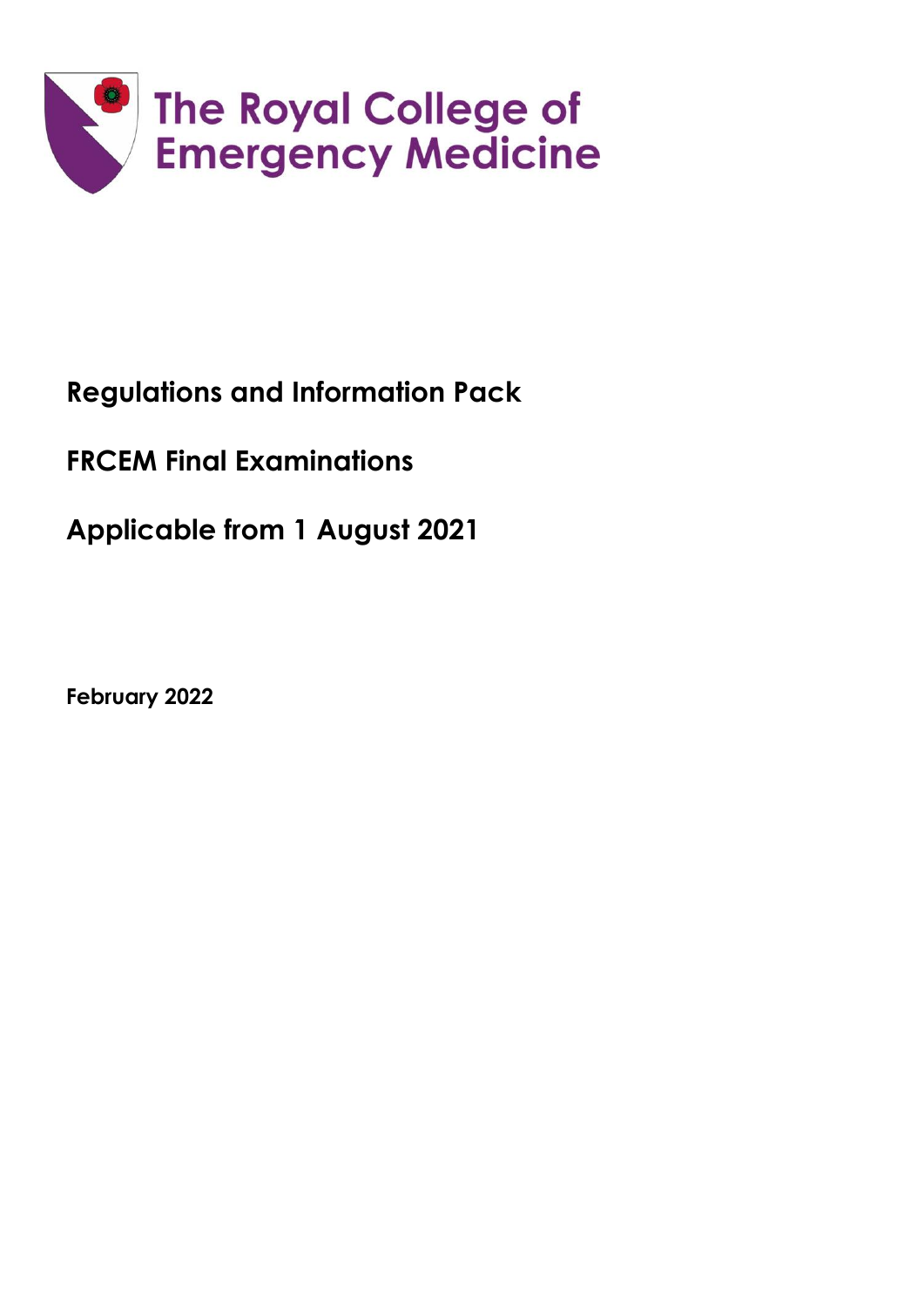The Royal College of Emergency Medicine

# Regulations and Information Pack

## FRCEM Final Examinations

## Applicable from 1 August 2021

**February 2022**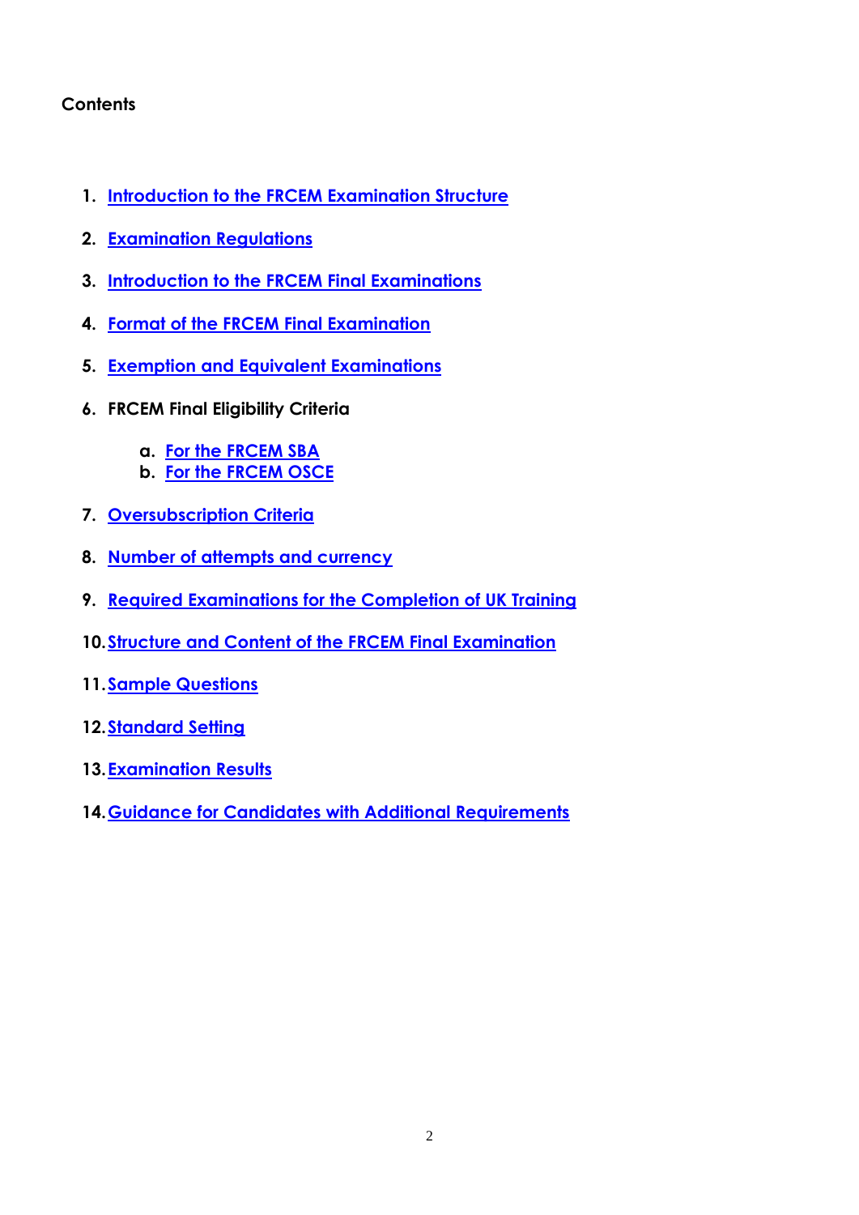**Contents**

1. Introduction to the FRCEM Examination Structure
2. Examination Regulations
3. Introduction to the FRCEM Final Examinations
4. Format of the FRCEM Final Examination
5. Exemption and Equivalent Examinations
6. FRCEM Final Eligibility Criteria
    a. For the FRCEM SBA
    b. For the FRCEM OSCE
7. Oversubscription Criteria
8. Number of attempts and currency
9. Required Examinations for the Completion of UK Training
10. Structure and Content of the FRCEM Final Examination
11. Sample Questions
12. Standard Setting
13. Examination Results
14. Guidance for Candidates with Additional Requirements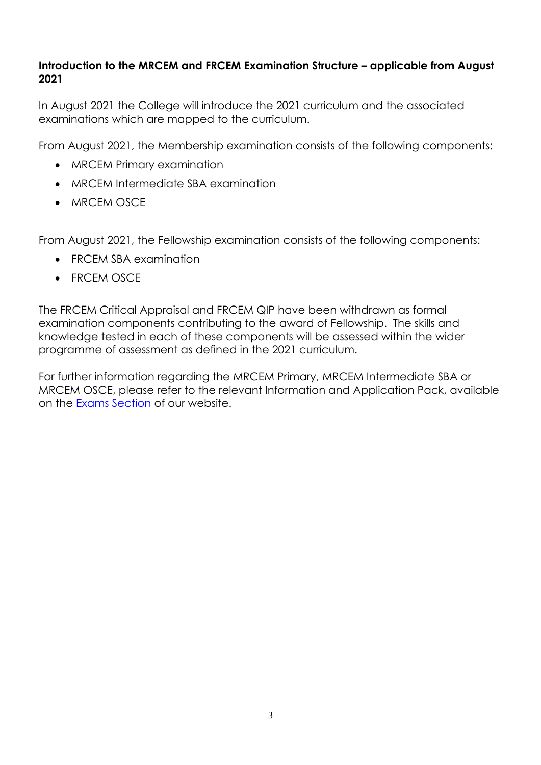**Introduction to the MRCEM and FRCEM Examination Structure – applicable from August 2021**

In August 2021 the College will introduce the 2021 curriculum and the associated examinations which are mapped to the curriculum.

From August 2021, the Membership examination consists of the following components:

- MRCEM Primary examination
- MRCEM Intermediate SBA examination
- MRCEM OSCE

From August 2021, the Fellowship examination consists of the following components:

- FRCEM SBA examination
- FRCEM OSCE

The FRCEM Critical Appraisal and FRCEM QIP have been withdrawn as formal examination components contributing to the award of Fellowship. The skills and knowledge tested in each of these components will be assessed within the wider programme of assessment as defined in the 2021 curriculum.

For further information regarding the MRCEM Primary, MRCEM Intermediate SBA or MRCEM OSCE, please refer to the relevant Information and Application Pack, available on the Exams Section of our website.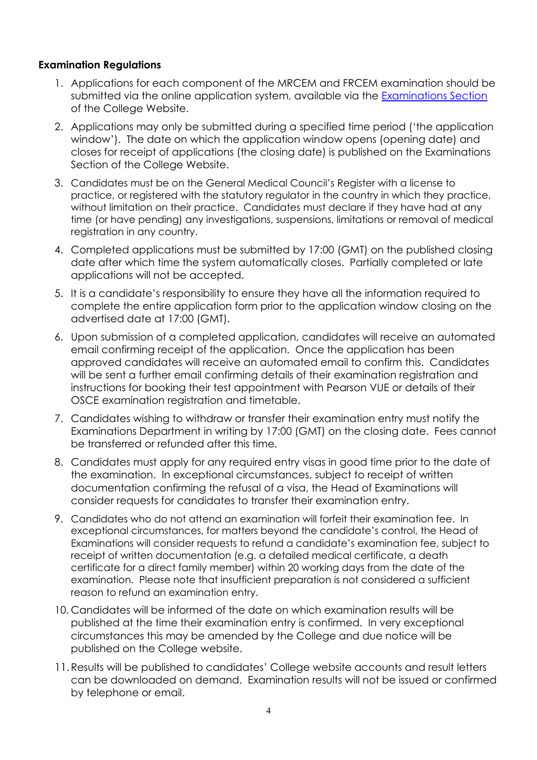**Examination Regulations**

1. Applications for each component of the MRCEM and FRCEM examination should be submitted via the online application system, available via the [Examinations Section](#) of the College Website.
2. Applications may only be submitted during a specified time period ('the application window'). The date on which the application window opens (opening date) and closes for receipt of applications (the closing date) is published on the Examinations Section of the College Website.
3. Candidates must be on the General Medical Council's Register with a license to practice, or registered with the statutory regulator in the country in which they practice, without limitation on their practice. Candidates must declare if they have had at any time (or have pending) any investigations, suspensions, limitations or removal of medical registration in any country.
4. Completed applications must be submitted by 17:00 (GMT) on the published closing date after which time the system automatically closes. Partially completed or late applications will not be accepted.
5. It is a candidate's responsibility to ensure they have all the information required to complete the entire application form prior to the application window closing on the advertised date at 17:00 (GMT).
6. Upon submission of a completed application, candidates will receive an automated email confirming receipt of the application. Once the application has been approved candidates will receive an automated email to confirm this. Candidates will be sent a further email confirming details of their examination registration and instructions for booking their test appointment with Pearson VUE or details of their OSCE examination registration and timetable.
7. Candidates wishing to withdraw or transfer their examination entry must notify the Examinations Department in writing by 17:00 (GMT) on the closing date. Fees cannot be transferred or refunded after this time.
8. Candidates must apply for any required entry visas in good time prior to the date of the examination. In exceptional circumstances, subject to receipt of written documentation confirming the refusal of a visa, the Head of Examinations will consider requests for candidates to transfer their examination entry.
9. Candidates who do not attend an examination will forfeit their examination fee. In exceptional circumstances, for matters beyond the candidate's control, the Head of Examinations will consider requests to refund a candidate's examination fee, subject to receipt of written documentation (e.g. a detailed medical certificate, a death certificate for a direct family member) within 20 working days from the date of the examination. Please note that insufficient preparation is not considered a sufficient reason to refund an examination entry.
10. Candidates will be informed of the date on which examination results will be published at the time their examination entry is confirmed. In very exceptional circumstances this may be amended by the College and due notice will be published on the College website.
11. Results will be published to candidates' College website accounts and result letters can be downloaded on demand. Examination results will not be issued or confirmed by telephone or email.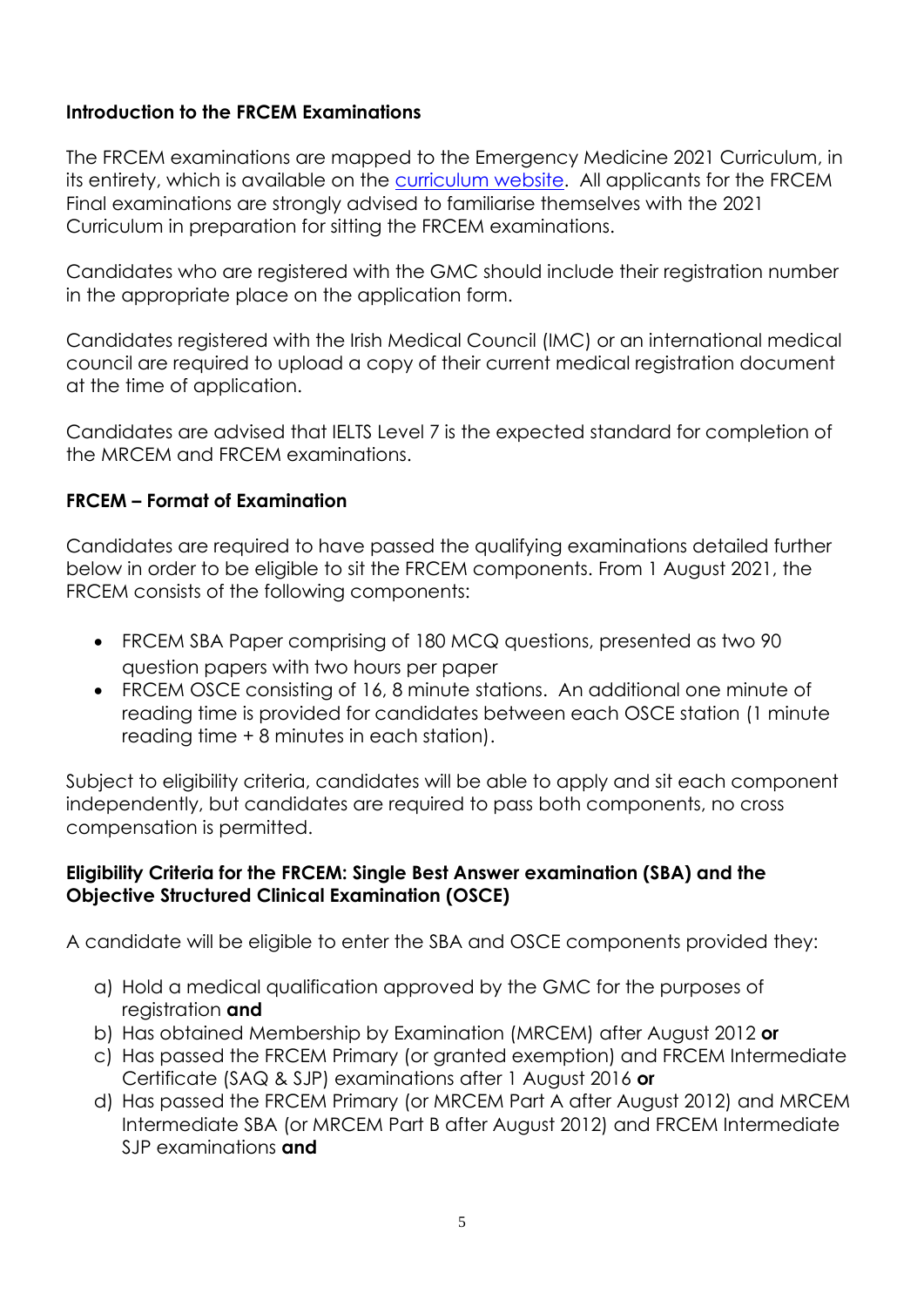**Introduction to the FRCEM Examinations**

The FRCEM examinations are mapped to the Emergency Medicine 2021 Curriculum, in its entirety, which is available on the [curriculum website](). All applicants for the FRCEM Final examinations are strongly advised to familiarise themselves with the 2021 Curriculum in preparation for sitting the FRCEM examinations.

Candidates who are registered with the GMC should include their registration number in the appropriate place on the application form.

Candidates registered with the Irish Medical Council (IMC) or an international medical council are required to upload a copy of their current medical registration document at the time of application.

Candidates are advised that IELTS Level 7 is the expected standard for completion of the MRCEM and FRCEM examinations.

**FRCEM – Format of Examination**

Candidates are required to have passed the qualifying examinations detailed further below in order to be eligible to sit the FRCEM components. From 1 August 2021, the FRCEM consists of the following components:

- FRCEM SBA Paper comprising of 180 MCQ questions, presented as two 90 question papers with two hours per paper
- FRCEM OSCE consisting of 16, 8 minute stations. An additional one minute of reading time is provided for candidates between each OSCE station (1 minute reading time + 8 minutes in each station).

Subject to eligibility criteria, candidates will be able to apply and sit each component independently, but candidates are required to pass both components, no cross compensation is permitted.

**Eligibility Criteria for the FRCEM: Single Best Answer examination (SBA) and the Objective Structured Clinical Examination (OSCE)**

A candidate will be eligible to enter the SBA and OSCE components provided they:

a) Hold a medical qualification approved by the GMC for the purposes of registration **and**
b) Has obtained Membership by Examination (MRCEM) after August 2012 **or**
c) Has passed the FRCEM Primary (or granted exemption) and FRCEM Intermediate Certificate (SAQ & SJP) examinations after 1 August 2016 **or**
d) Has passed the FRCEM Primary (or MRCEM Part A after August 2012) and MRCEM Intermediate SBA (or MRCEM Part B after August 2012) and FRCEM Intermediate SJP examinations **and**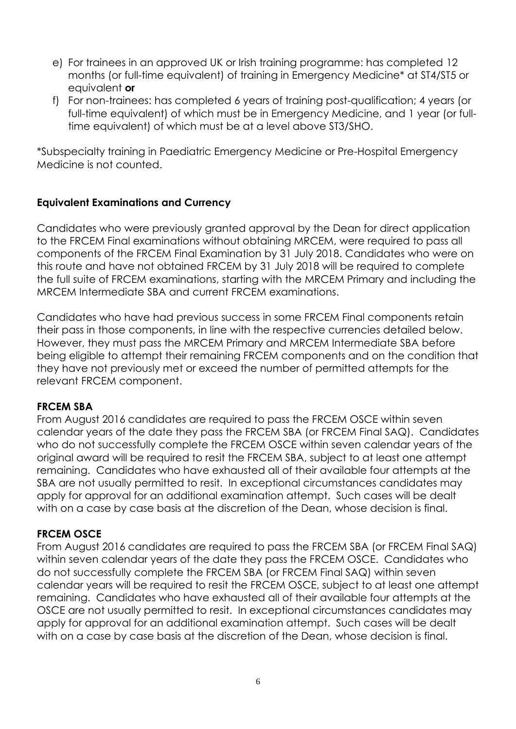e) For trainees in an approved UK or Irish training programme: has completed 12 months (or full-time equivalent) of training in Emergency Medicine* at ST4/ST5 or equivalent **or**
f) For non-trainees: has completed 6 years of training post-qualification; 4 years (or full-time equivalent) of which must be in Emergency Medicine, and 1 year (or full-time equivalent) of which must be at a level above ST3/SHO.

*Subspecialty training in Paediatric Emergency Medicine or Pre-Hospital Emergency Medicine is not counted.

**Equivalent Examinations and Currency**

Candidates who were previously granted approval by the Dean for direct application to the FRCEM Final examinations without obtaining MRCEM, were required to pass all components of the FRCEM Final Examination by 31 July 2018. Candidates who were on this route and have not obtained FRCEM by 31 July 2018 will be required to complete the full suite of FRCEM examinations, starting with the MRCEM Primary and including the MRCEM Intermediate SBA and current FRCEM examinations.

Candidates who have had previous success in some FRCEM Final components retain their pass in those components, in line with the respective currencies detailed below. However, they must pass the MRCEM Primary and MRCEM Intermediate SBA before being eligible to attempt their remaining FRCEM components and on the condition that they have not previously met or exceed the number of permitted attempts for the relevant FRCEM component.

**FRCEM SBA**
From August 2016 candidates are required to pass the FRCEM OSCE within seven calendar years of the date they pass the FRCEM SBA (or FRCEM Final SAQ). Candidates who do not successfully complete the FRCEM OSCE within seven calendar years of the original award will be required to resit the FRCEM SBA, subject to at least one attempt remaining. Candidates who have exhausted all of their available four attempts at the SBA are not usually permitted to resit. In exceptional circumstances candidates may apply for approval for an additional examination attempt. Such cases will be dealt with on a case by case basis at the discretion of the Dean, whose decision is final.

**FRCEM OSCE**
From August 2016 candidates are required to pass the FRCEM SBA (or FRCEM Final SAQ) within seven calendar years of the date they pass the FRCEM OSCE. Candidates who do not successfully complete the FRCEM SBA (or FRCEM Final SAQ) within seven calendar years will be required to resit the FRCEM OSCE, subject to at least one attempt remaining. Candidates who have exhausted all of their available four attempts at the OSCE are not usually permitted to resit. In exceptional circumstances candidates may apply for approval for an additional examination attempt. Such cases will be dealt with on a case by case basis at the discretion of the Dean, whose decision is final.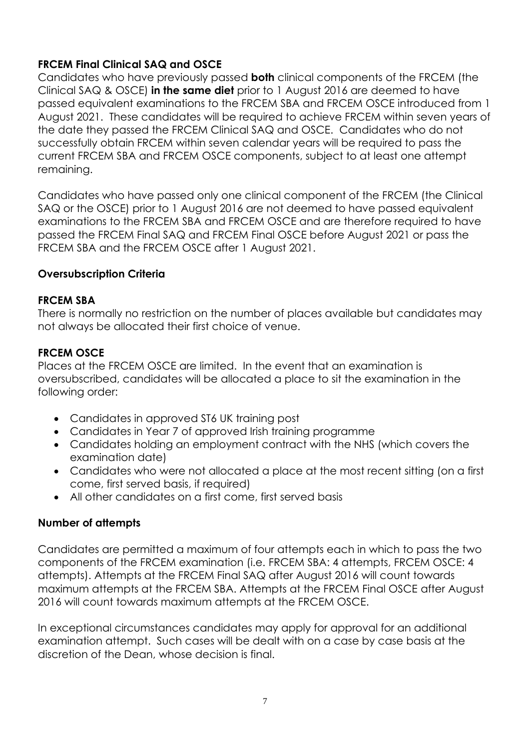**FRCEM Final Clinical SAQ and OSCE**

Candidates who have previously passed **both** clinical components of the FRCEM (the Clinical SAQ & OSCE) **in the same diet** prior to 1 August 2016 are deemed to have passed equivalent examinations to the FRCEM SBA and FRCEM OSCE introduced from 1 August 2021. These candidates will be required to achieve FRCEM within seven years of the date they passed the FRCEM Clinical SAQ and OSCE. Candidates who do not successfully obtain FRCEM within seven calendar years will be required to pass the current FRCEM SBA and FRCEM OSCE components, subject to at least one attempt remaining.

Candidates who have passed only one clinical component of the FRCEM (the Clinical SAQ or the OSCE) prior to 1 August 2016 are not deemed to have passed equivalent examinations to the FRCEM SBA and FRCEM OSCE and are therefore required to have passed the FRCEM Final SAQ and FRCEM Final OSCE before August 2021 or pass the FRCEM SBA and the FRCEM OSCE after 1 August 2021.

**Oversubscription Criteria**

**FRCEM SBA**

There is normally no restriction on the number of places available but candidates may not always be allocated their first choice of venue.

**FRCEM OSCE**

Places at the FRCEM OSCE are limited. In the event that an examination is oversubscribed, candidates will be allocated a place to sit the examination in the following order:

- Candidates in approved ST6 UK training post
- Candidates in Year 7 of approved Irish training programme
- Candidates holding an employment contract with the NHS (which covers the examination date)
- Candidates who were not allocated a place at the most recent sitting (on a first come, first served basis, if required)
- All other candidates on a first come, first served basis

**Number of attempts**

Candidates are permitted a maximum of four attempts each in which to pass the two components of the FRCEM examination (i.e. FRCEM SBA: 4 attempts, FRCEM OSCE: 4 attempts). Attempts at the FRCEM Final SAQ after August 2016 will count towards maximum attempts at the FRCEM SBA. Attempts at the FRCEM Final OSCE after August 2016 will count towards maximum attempts at the FRCEM OSCE.

In exceptional circumstances candidates may apply for approval for an additional examination attempt. Such cases will be dealt with on a case by case basis at the discretion of the Dean, whose decision is final.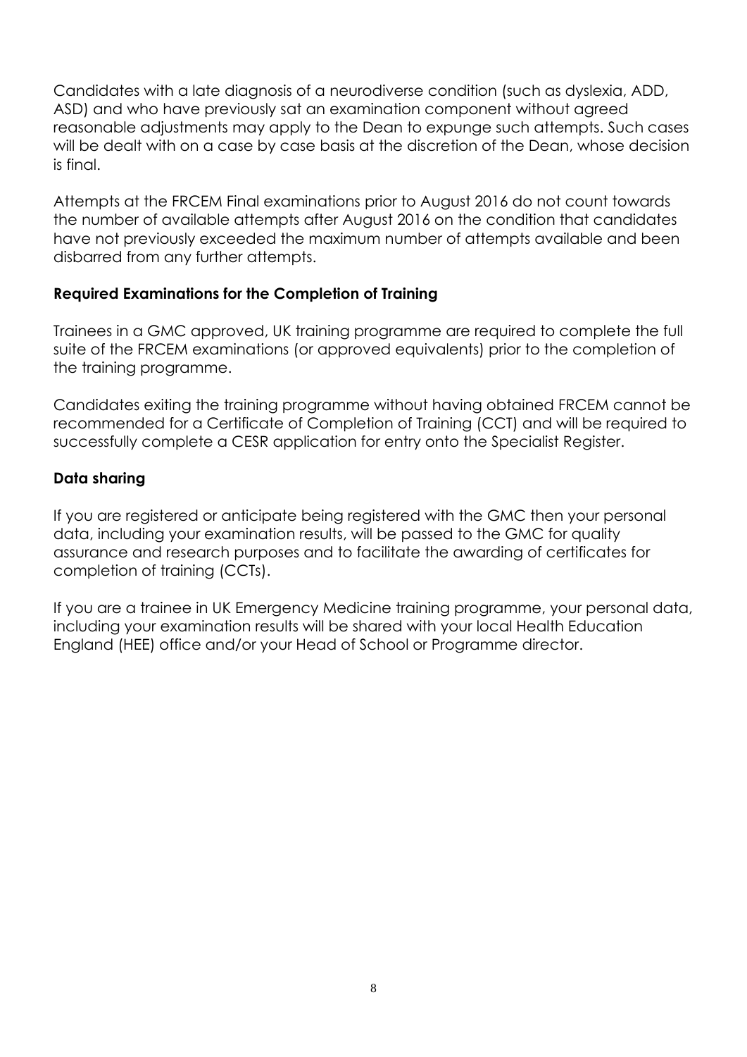Candidates with a late diagnosis of a neurodiverse condition (such as dyslexia, ADD, ASD) and who have previously sat an examination component without agreed reasonable adjustments may apply to the Dean to expunge such attempts. Such cases will be dealt with on a case by case basis at the discretion of the Dean, whose decision is final.

Attempts at the FRCEM Final examinations prior to August 2016 do not count towards the number of available attempts after August 2016 on the condition that candidates have not previously exceeded the maximum number of attempts available and been disbarred from any further attempts.

**Required Examinations for the Completion of Training**

Trainees in a GMC approved, UK training programme are required to complete the full suite of the FRCEM examinations (or approved equivalents) prior to the completion of the training programme.

Candidates exiting the training programme without having obtained FRCEM cannot be recommended for a Certificate of Completion of Training (CCT) and will be required to successfully complete a CESR application for entry onto the Specialist Register.

**Data sharing**

If you are registered or anticipate being registered with the GMC then your personal data, including your examination results, will be passed to the GMC for quality assurance and research purposes and to facilitate the awarding of certificates for completion of training (CCTs).

If you are a trainee in UK Emergency Medicine training programme, your personal data, including your examination results will be shared with your local Health Education England (HEE) office and/or your Head of School or Programme director.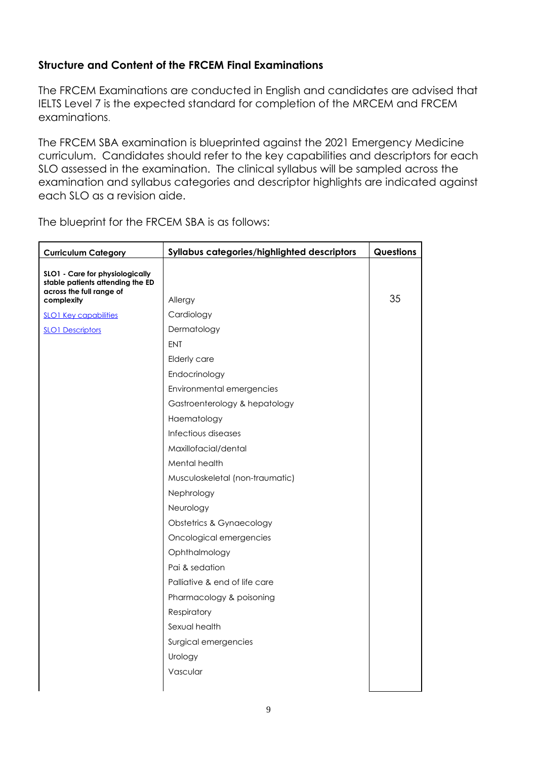### Structure and Content of the FRCEM Final Examinations

The FRCEM Examinations are conducted in English and candidates are advised that IELTS Level 7 is the expected standard for completion of the MRCEM and FRCEM examinations.

The FRCEM SBA examination is blueprinted against the 2021 Emergency Medicine curriculum. Candidates should refer to the key capabilities and descriptors for each SLO assessed in the examination. The clinical syllabus will be sampled across the examination and syllabus categories and descriptor highlights are indicated against each SLO as a revision aide.

The blueprint for the FRCEM SBA is as follows:

| Curriculum Category | Syllabus categories/highlighted descriptors | Questions |
|---|---|---|
| **SLO1 - Care for physiologically stable patients attending the ED across the full range of complexity** | Allergy | 35 |
| [SLO1 Key capabilities] | Cardiology | |
| [SLO1 Descriptors] | Dermatology | |
| | ENT | |
| | Elderly care | |
| | Endocrinology | |
| | Environmental emergencies | |
| | Gastroenterology & hepatology | |
| | Haematology | |
| | Infectious diseases | |
| | Maxillofacial/dental | |
| | Mental health | |
| | Musculoskeletal (non-traumatic) | |
| | Nephrology | |
| | Neurology | |
| | Obstetrics & Gynaecology | |
| | Oncological emergencies | |
| | Ophthalmology | |
| | Pai & sedation | |
| | Palliative & end of life care | |
| | Pharmacology & poisoning | |
| | Respiratory | |
| | Sexual health | |
| | Surgical emergencies | |
| | Urology | |
| | Vascular | |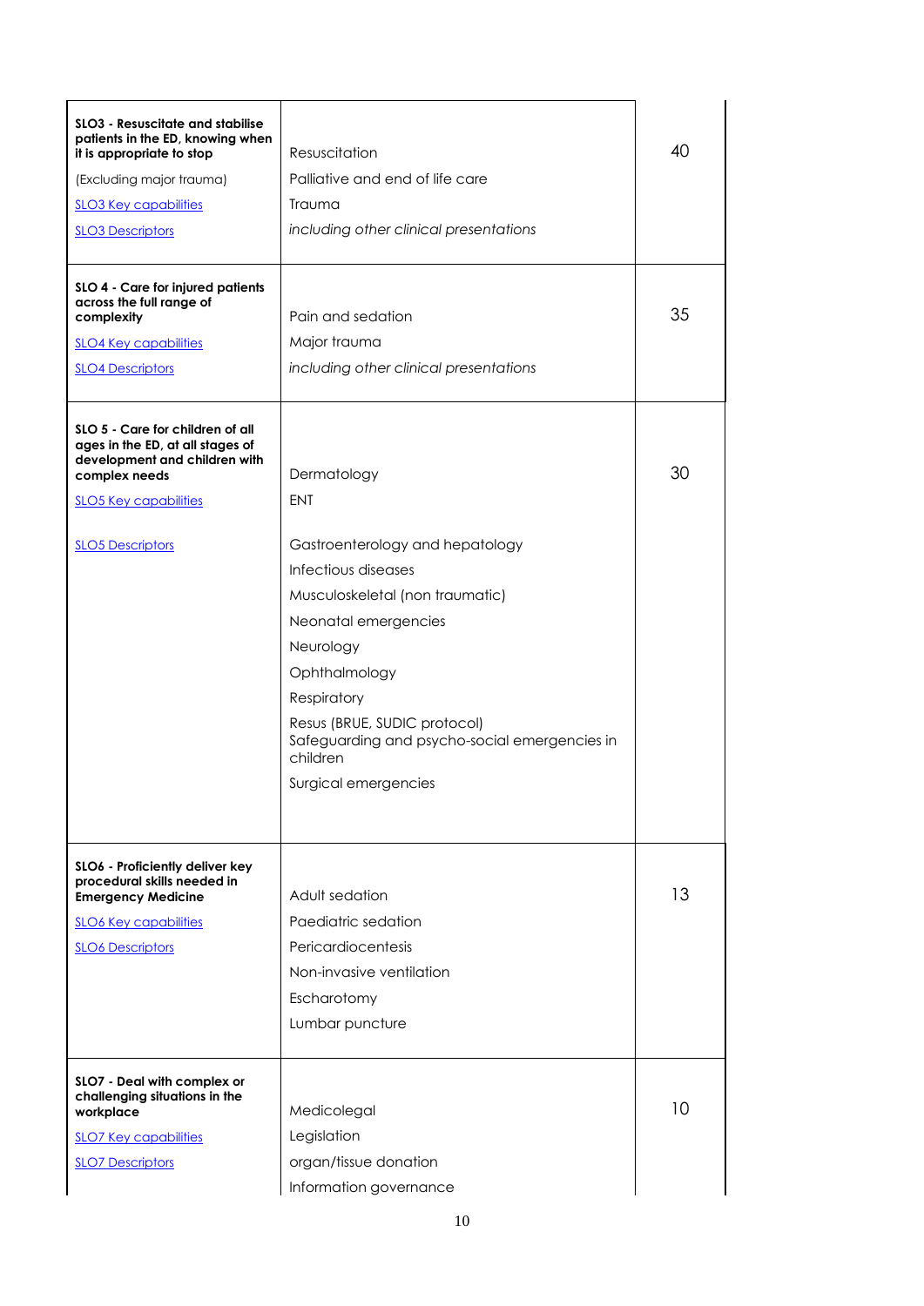| | | |
|---|---|---|
| **SLO3 - Resuscitate and stabilise patients in the ED, knowing when it is appropriate to stop**<br>(Excluding major trauma)<br>SLO3 Key capabilities<br>SLO3 Descriptors | Resuscitation<br>Palliative and end of life care<br>Trauma<br>*including other clinical presentations* | 40 |
| **SLO 4 - Care for injured patients across the full range of complexity**<br>SLO4 Key capabilities<br>SLO4 Descriptors | Pain and sedation<br>Major trauma<br>*including other clinical presentations* | 35 |
| **SLO 5 - Care for children of all ages in the ED, at all stages of development and children with complex needs**<br>SLO5 Key capabilities<br>SLO5 Descriptors | Dermatology<br>ENT<br>Gastroenterology and hepatology<br>Infectious diseases<br>Musculoskeletal (non traumatic)<br>Neonatal emergencies<br>Neurology<br>Ophthalmology<br>Respiratory<br>Resus (BRUE, SUDIC protocol)<br>Safeguarding and psycho-social emergencies in children<br>Surgical emergencies | 30 |
| **SLO6 - Proficiently deliver key procedural skills needed in Emergency Medicine**<br>SLO6 Key capabilities<br>SLO6 Descriptors | Adult sedation<br>Paediatric sedation<br>Pericardiocentesis<br>Non-invasive ventilation<br>Escharotomy<br>Lumbar puncture | 13 |
| **SLO7 - Deal with complex or challenging situations in the workplace**<br>SLO7 Key capabilities<br>SLO7 Descriptors | Medicolegal<br>Legislation<br>organ/tissue donation<br>Information governance | 10 |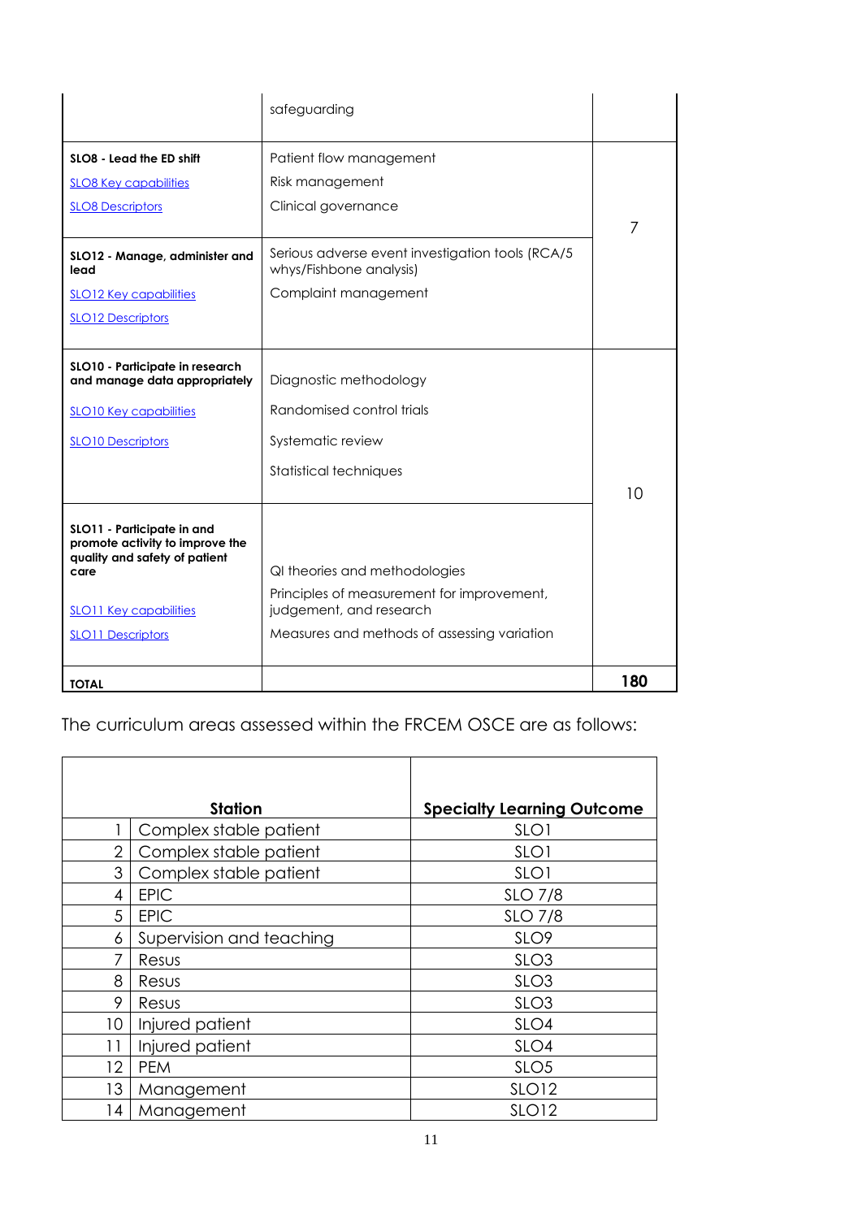| | | |
|---|---|---|
| | safeguarding | |
| **SLO8 - Lead the ED shift**<br><br>SLO8 Key capabilities<br><br>SLO8 Descriptors | Patient flow management<br><br>Risk management<br><br>Clinical governance | 7 |
| **SLO12 - Manage, administer and lead**<br><br>SLO12 Key capabilities<br><br>SLO12 Descriptors | Serious adverse event investigation tools (RCA/5 whys/Fishbone analysis)<br><br>Complaint management | |
| **SLO10 - Participate in research and manage data appropriately**<br><br>SLO10 Key capabilities<br><br>SLO10 Descriptors | Diagnostic methodology<br><br>Randomised control trials<br><br>Systematic review<br><br>Statistical techniques | 10 |
| **SLO11 - Participate in and promote activity to improve the quality and safety of patient care**<br><br>SLO11 Key capabilities<br><br>SLO11 Descriptors | QI theories and methodologies<br><br>Principles of measurement for improvement, judgement, and research<br><br>Measures and methods of assessing variation | |
| **TOTAL** | | **180** |

The curriculum areas assessed within the FRCEM OSCE are as follows:

| | **Station** | **Specialty Learning Outcome** |
|---|---|---|
| 1 | Complex stable patient | SLO1 |
| 2 | Complex stable patient | SLO1 |
| 3 | Complex stable patient | SLO1 |
| 4 | EPIC | SLO 7/8 |
| 5 | EPIC | SLO 7/8 |
| 6 | Supervision and teaching | SLO9 |
| 7 | Resus | SLO3 |
| 8 | Resus | SLO3 |
| 9 | Resus | SLO3 |
| 10 | Injured patient | SLO4 |
| 11 | Injured patient | SLO4 |
| 12 | PEM | SLO5 |
| 13 | Management | SLO12 |
| 14 | Management | SLO12 |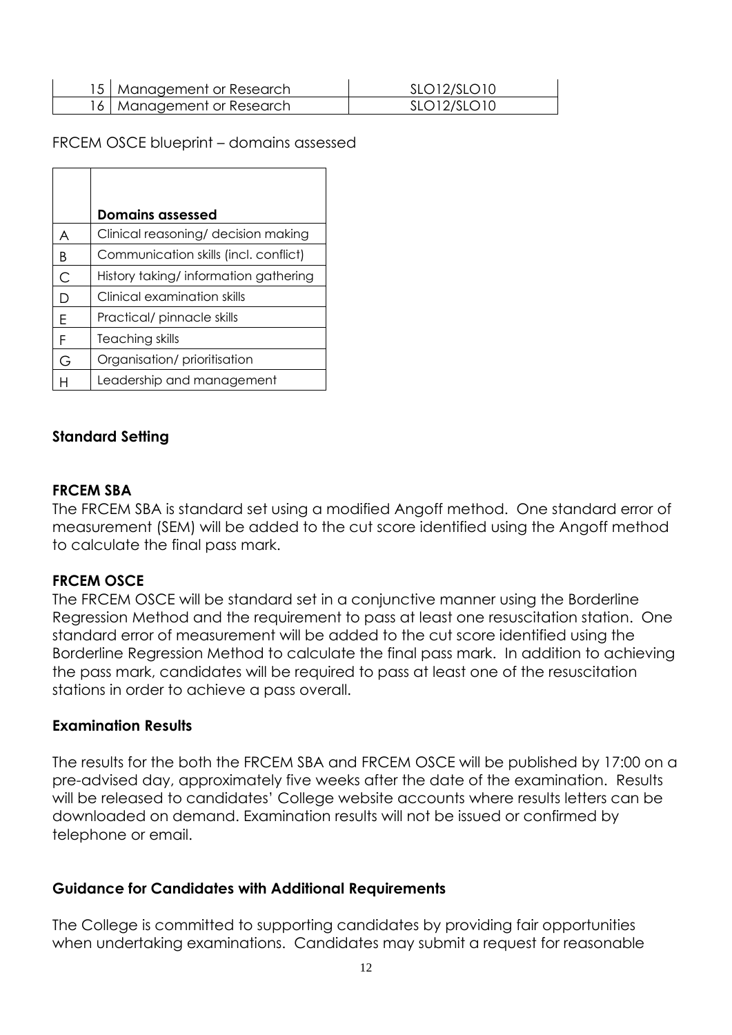| | | |
|---|---|---|
| 15 | Management or Research | SLO12/SLO10 |
| 16 | Management or Research | SLO12/SLO10 |

FRCEM OSCE blueprint – domains assessed

| | **Domains assessed** |
|---|---|
| A | Clinical reasoning/ decision making |
| B | Communication skills (incl. conflict) |
| C | History taking/ information gathering |
| D | Clinical examination skills |
| E | Practical/ pinnacle skills |
| F | Teaching skills |
| G | Organisation/ prioritisation |
| H | Leadership and management |

## Standard Setting

### FRCEM SBA

The FRCEM SBA is standard set using a modified Angoff method. One standard error of measurement (SEM) will be added to the cut score identified using the Angoff method to calculate the final pass mark.

### FRCEM OSCE

The FRCEM OSCE will be standard set in a conjunctive manner using the Borderline Regression Method and the requirement to pass at least one resuscitation station. One standard error of measurement will be added to the cut score identified using the Borderline Regression Method to calculate the final pass mark. In addition to achieving the pass mark, candidates will be required to pass at least one of the resuscitation stations in order to achieve a pass overall.

## Examination Results

The results for the both the FRCEM SBA and FRCEM OSCE will be published by 17:00 on a pre-advised day, approximately five weeks after the date of the examination. Results will be released to candidates' College website accounts where results letters can be downloaded on demand. Examination results will not be issued or confirmed by telephone or email.

## Guidance for Candidates with Additional Requirements

The College is committed to supporting candidates by providing fair opportunities when undertaking examinations. Candidates may submit a request for reasonable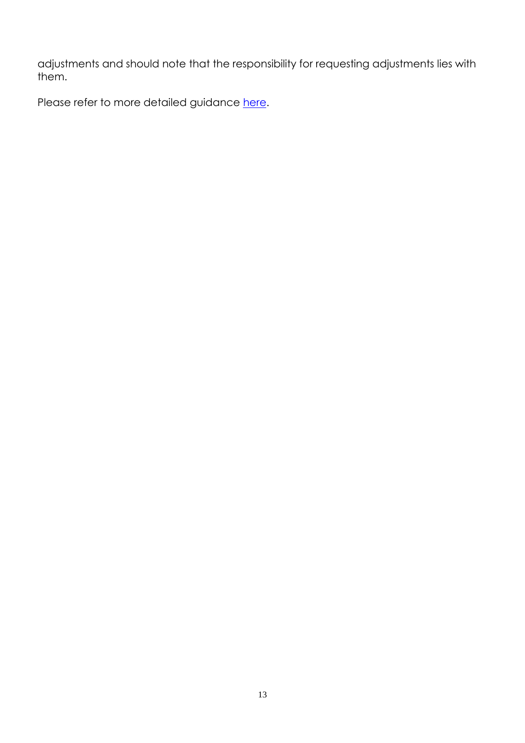adjustments and should note that the responsibility for requesting adjustments lies with them.

Please refer to more detailed guidance here.